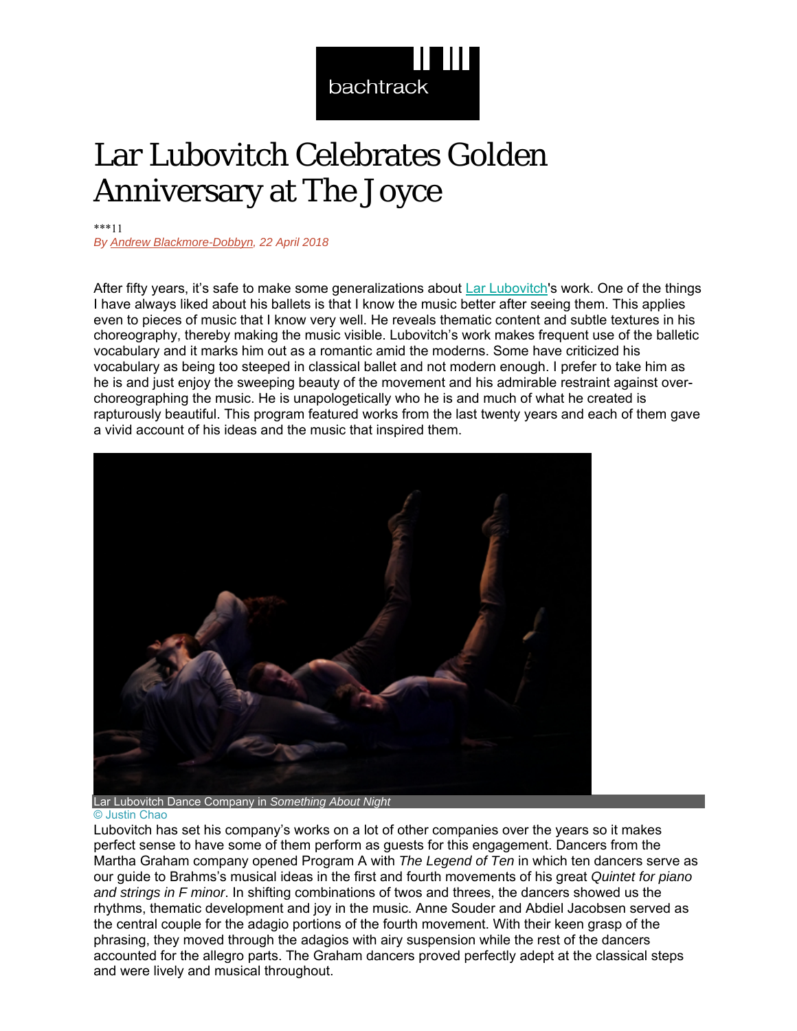bachtrack

# Lar Lubovitch Celebrates Golden Anniversary at The Joyce

***11

*By Andrew Blackmore-Dobbyn, 22 April 2018*

After fifty years, it's safe to make some generalizations about Lar Lubovitch's work. One of the things I have always liked about his ballets is that I know the music better after seeing them. This applies even to pieces of music that I know very well. He reveals thematic content and subtle textures in his choreography, thereby making the music visible. Lubovitch's work makes frequent use of the balletic vocabulary and it marks him out as a romantic amid the moderns. Some have criticized his vocabulary as being too steeped in classical ballet and not modern enough. I prefer to take him as he is and just enjoy the sweeping beauty of the movement and his admirable restraint against over-choreographing the music. He is unapologetically who he is and much of what he created is rapturously beautiful. This program featured works from the last twenty years and each of them gave a vivid account of his ideas and the music that inspired them.

Lar Lubovitch Dance Company in *Something About Night*
© Justin Chao

Lubovitch has set his company's works on a lot of other companies over the years so it makes perfect sense to have some of them perform as guests for this engagement. Dancers from the Martha Graham company opened Program A with *The Legend of Ten* in which ten dancers serve as our guide to Brahms's musical ideas in the first and fourth movements of his great *Quintet for piano and strings in F minor*. In shifting combinations of twos and threes, the dancers showed us the rhythms, thematic development and joy in the music. Anne Souder and Abdiel Jacobsen served as the central couple for the adagio portions of the fourth movement. With their keen grasp of the phrasing, they moved through the adagios with airy suspension while the rest of the dancers accounted for the allegro parts. The Graham dancers proved perfectly adept at the classical steps and were lively and musical throughout.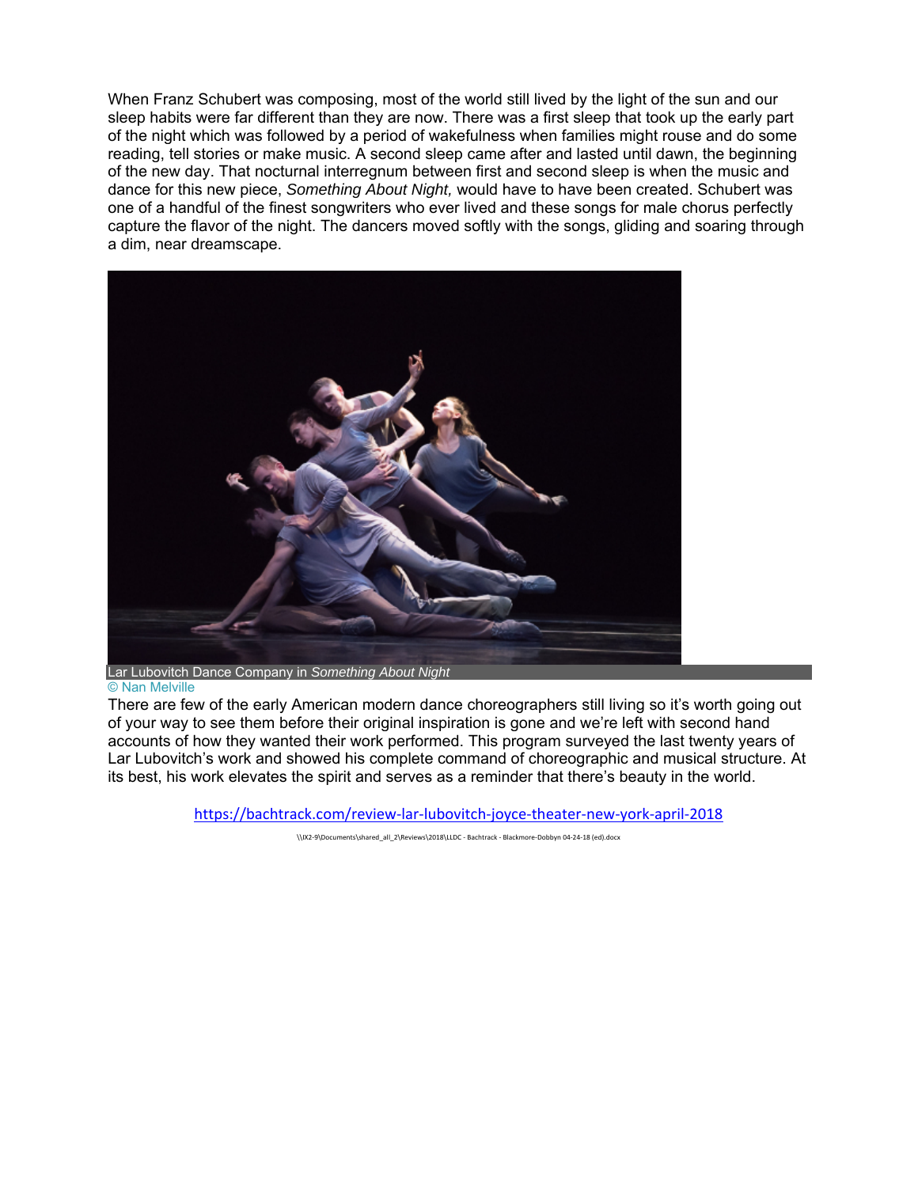When Franz Schubert was composing, most of the world still lived by the light of the sun and our sleep habits were far different than they are now. There was a first sleep that took up the early part of the night which was followed by a period of wakefulness when families might rouse and do some reading, tell stories or make music. A second sleep came after and lasted until dawn, the beginning of the new day. That nocturnal interregnum between first and second sleep is when the music and dance for this new piece, *Something About Night,* would have to have been created. Schubert was one of a handful of the finest songwriters who ever lived and these songs for male chorus perfectly capture the flavor of the night. The dancers moved softly with the songs, gliding and soaring through a dim, near dreamscape.

Lar Lubovitch Dance Company in *Something About Night*
© Nan Melville

There are few of the early American modern dance choreographers still living so it's worth going out of your way to see them before their original inspiration is gone and we're left with second hand accounts of how they wanted their work performed. This program surveyed the last twenty years of Lar Lubovitch's work and showed his complete command of choreographic and musical structure. At its best, his work elevates the spirit and serves as a reminder that there's beauty in the world.

https://bachtrack.com/review-lar-lubovitch-joyce-theater-new-york-april-2018

\\IX2-9\Documents\shared_all_2\Reviews\2018\LLDC - Bachtrack - Blackmore-Dobbyn 04-24-18 (ed).docx